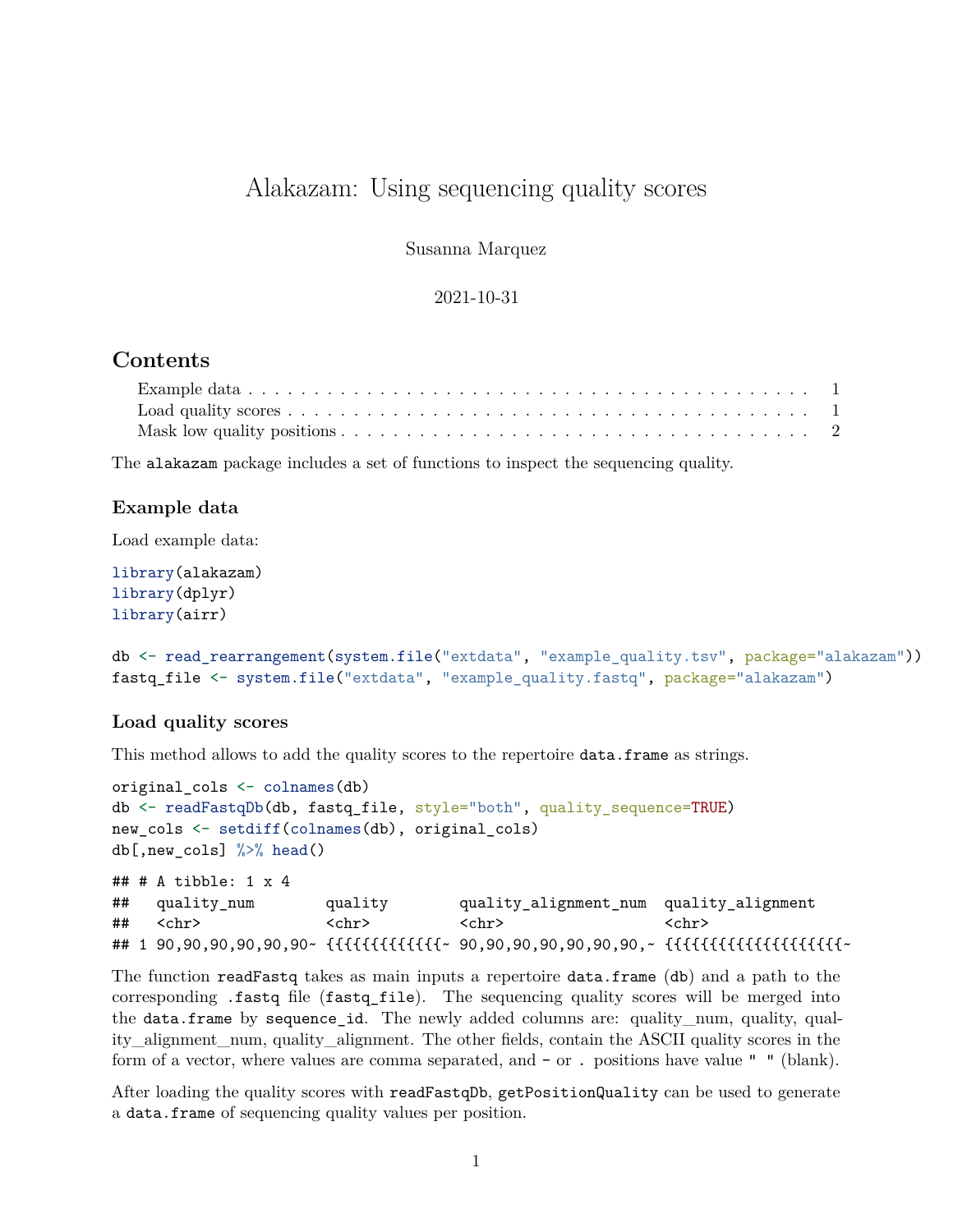# Alakazam: Using sequencing quality scores

Susanna Marquez

2021-10-31

## Contents

- Example data . . . . . 1
- Load quality scores . . . . . 1
- Mask low quality positions . . . . . 2

The `alakazam` package includes a set of functions to inspect the sequencing quality.

### Example data

Load example data:

```
library(alakazam)
library(dplyr)
library(airr)

db <- read_rearrangement(system.file("extdata", "example_quality.tsv", package="alakazam"))
fastq_file <- system.file("extdata", "example_quality.fastq", package="alakazam")
```

### Load quality scores

This method allows to add the quality scores to the repertoire `data.frame` as strings.

```
original_cols <- colnames(db)
db <- readFastqDb(db, fastq_file, style="both", quality_sequence=TRUE)
new_cols <- setdiff(colnames(db), original_cols)
db[,new_cols] %>% head()
```

```
## # A tibble: 1 x 4
##   quality_num        quality        quality_alignment_num  quality_alignment
##   <chr>              <chr>          <chr>                  <chr>
## 1 90,90,90,90,90,90~ {{{{{{{{{{{{~ 90,90,90,90,90,90,90,~ {{{{{{{{{{{{{{{{{{{~
```

The function `readFastq` takes as main inputs a repertoire `data.frame` (`db`) and a path to the corresponding `.fastq` file (`fastq_file`). The sequencing quality scores will be merged into the `data.frame` by `sequence_id`. The newly added columns are: quality_num, quality, quality_alignment_num, quality_alignment. The other fields, contain the ASCII quality scores in the form of a vector, where values are comma separated, and `-` or `.` positions have value `" "` (blank).

After loading the quality scores with `readFastqDb`, `getPositionQuality` can be used to generate a `data.frame` of sequencing quality values per position.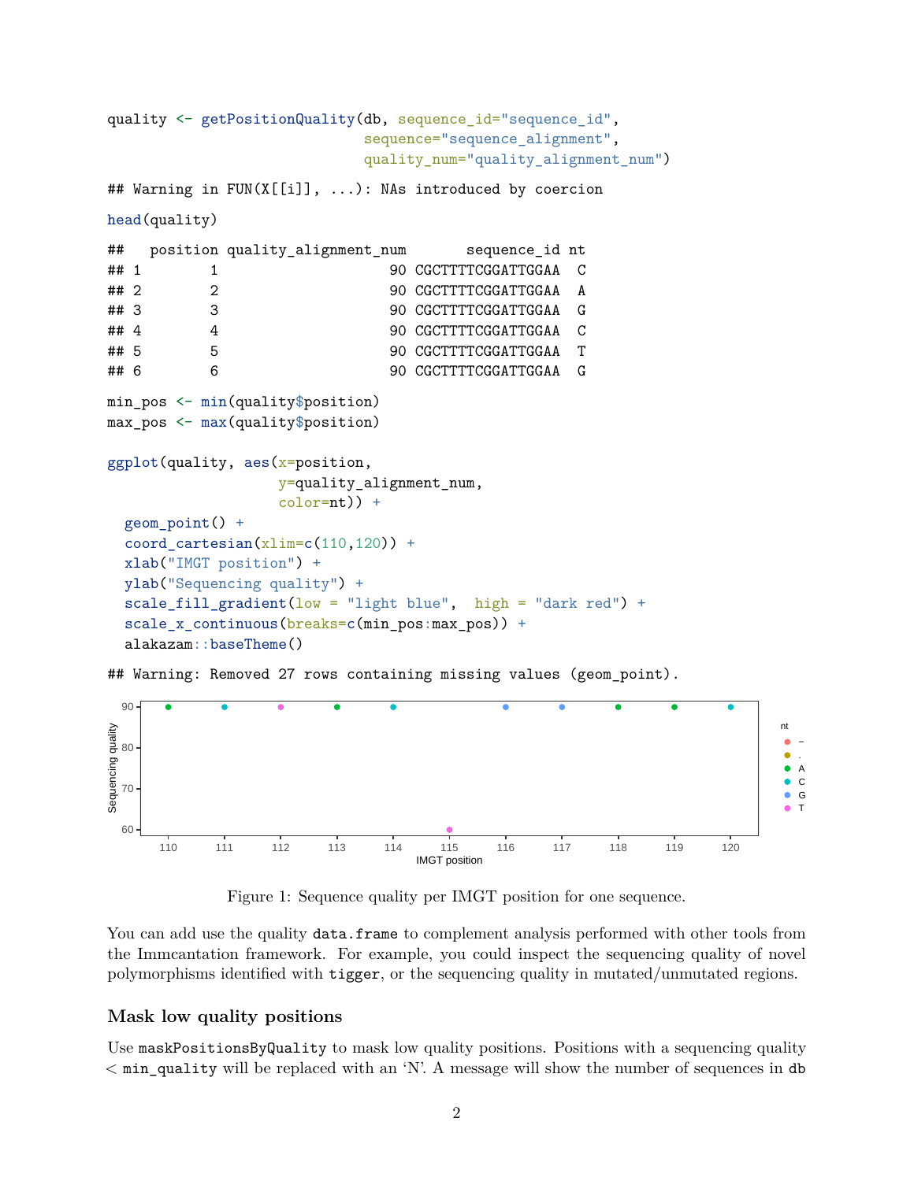```r
quality <- getPositionQuality(db, sequence_id="sequence_id",
                              sequence="sequence_alignment",
                              quality_num="quality_alignment_num")
```

```
## Warning in FUN(X[[i]], ...): NAs introduced by coercion
```

```r
head(quality)
```

```
##   position quality_alignment_num       sequence_id nt
## 1        1                    90 CGCTTTTCGGATTGGAA  C
## 2        2                    90 CGCTTTTCGGATTGGAA  A
## 3        3                    90 CGCTTTTCGGATTGGAA  G
## 4        4                    90 CGCTTTTCGGATTGGAA  C
## 5        5                    90 CGCTTTTCGGATTGGAA  T
## 6        6                    90 CGCTTTTCGGATTGGAA  G
```

```r
min_pos <- min(quality$position)
max_pos <- max(quality$position)

ggplot(quality, aes(x=position,
                    y=quality_alignment_num,
                    color=nt)) +
  geom_point() +
  coord_cartesian(xlim=c(110,120)) +
  xlab("IMGT position") +
  ylab("Sequencing quality") +
  scale_fill_gradient(low = "light blue",  high = "dark red") +
  scale_x_continuous(breaks=c(min_pos:max_pos)) +
  alakazam::baseTheme()
```

```
## Warning: Removed 27 rows containing missing values (geom_point).
```

Figure 1: Sequence quality per IMGT position for one sequence.

You can add use the quality `data.frame` to complement analysis performed with other tools from the Immcantation framework. For example, you could inspect the sequencing quality of novel polymorphisms identified with `tigger`, or the sequencing quality in mutated/unmutated regions.

### Mask low quality positions

Use `maskPositionsByQuality` to mask low quality positions. Positions with a sequencing quality < `min_quality` will be replaced with an 'N'. A message will show the number of sequences in `db`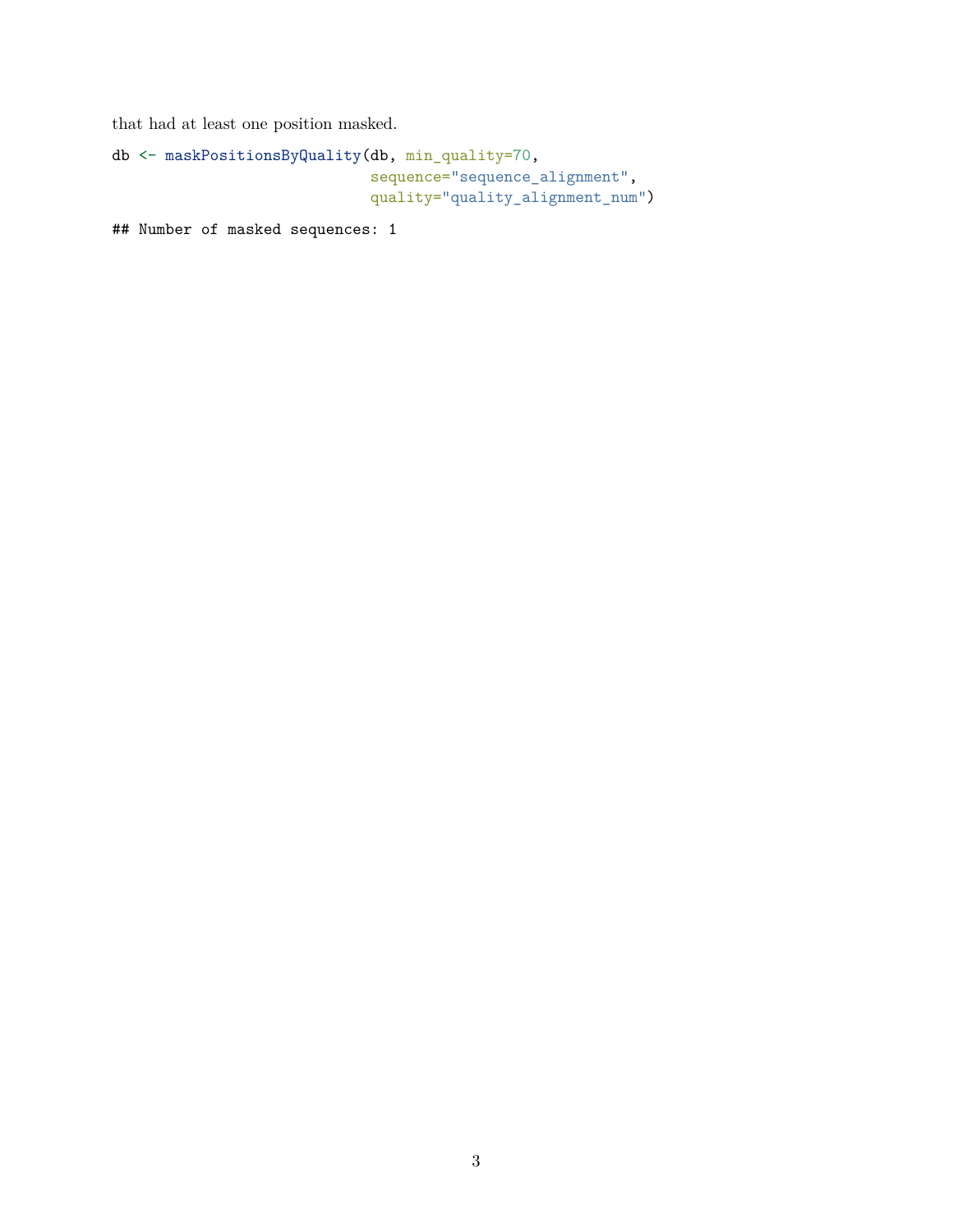that had at least one position masked.

```
db <- maskPositionsByQuality(db, min_quality=70,
                             sequence="sequence_alignment",
                             quality="quality_alignment_num")
```

```
## Number of masked sequences: 1
```